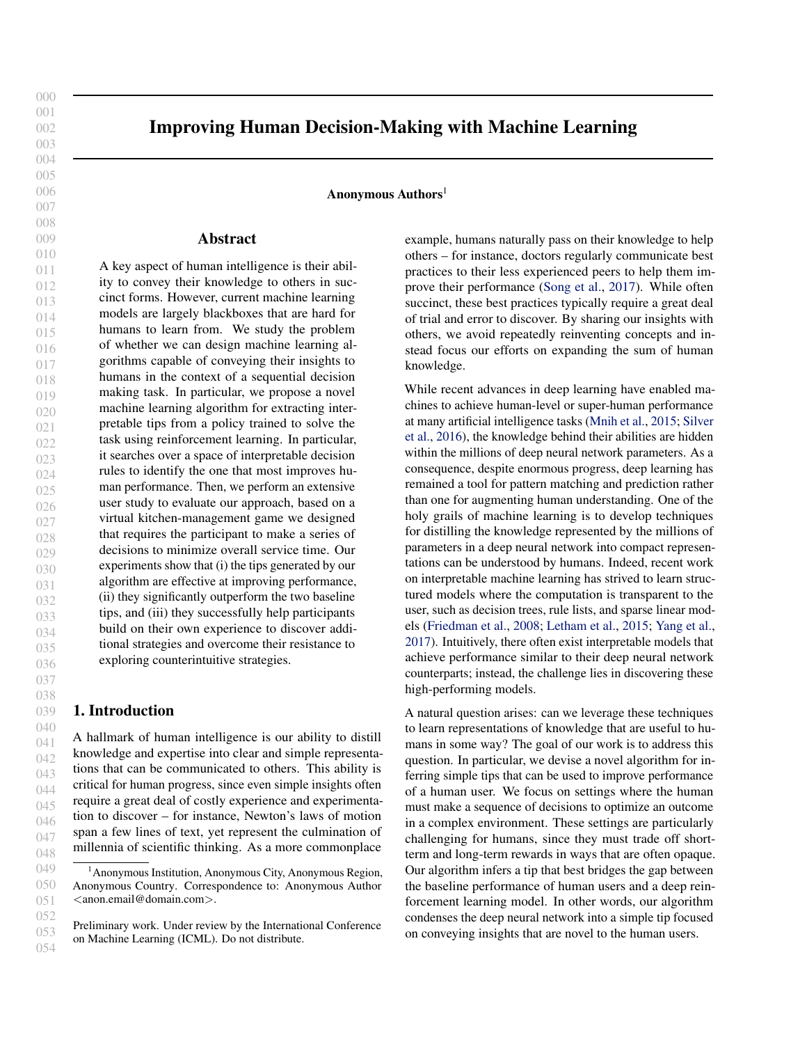# Improving Human Decision-Making with Machine Learning

**Anonymous Authors**[1]

## Abstract

A key aspect of human intelligence is their ability to convey their knowledge to others in succinct forms. However, current machine learning models are largely blackboxes that are hard for humans to learn from. We study the problem of whether we can design machine learning algorithms capable of conveying their insights to humans in the context of a sequential decision making task. In particular, we propose a novel machine learning algorithm for extracting interpretable tips from a policy trained to solve the task using reinforcement learning. In particular, it searches over a space of interpretable decision rules to identify the one that most improves human performance. Then, we perform an extensive user study to evaluate our approach, based on a virtual kitchen-management game we designed that requires the participant to make a series of decisions to minimize overall service time. Our experiments show that (i) the tips generated by our algorithm are effective at improving performance, (ii) they significantly outperform the two baseline tips, and (iii) they successfully help participants build on their own experience to discover additional strategies and overcome their resistance to exploring counterintuitive strategies.

## 1. Introduction

A hallmark of human intelligence is our ability to distill knowledge and expertise into clear and simple representations that can be communicated to others. This ability is critical for human progress, since even simple insights often require a great deal of costly experience and experimentation to discover – for instance, Newton's laws of motion span a few lines of text, yet represent the culmination of millennia of scientific thinking. As a more commonplace example, humans naturally pass on their knowledge to help others – for instance, doctors regularly communicate best practices to their less experienced peers to help them improve their performance (Song et al., 2017). While often succinct, these best practices typically require a great deal of trial and error to discover. By sharing our insights with others, we avoid repeatedly reinventing concepts and instead focus our efforts on expanding the sum of human knowledge.

While recent advances in deep learning have enabled machines to achieve human-level or super-human performance at many artificial intelligence tasks (Mnih et al., 2015; Silver et al., 2016), the knowledge behind their abilities are hidden within the millions of deep neural network parameters. As a consequence, despite enormous progress, deep learning has remained a tool for pattern matching and prediction rather than one for augmenting human understanding. One of the holy grails of machine learning is to develop techniques for distilling the knowledge represented by the millions of parameters in a deep neural network into compact representations can be understood by humans. Indeed, recent work on interpretable machine learning has strived to learn structured models where the computation is transparent to the user, such as decision trees, rule lists, and sparse linear models (Friedman et al., 2008; Letham et al., 2015; Yang et al., 2017). Intuitively, there often exist interpretable models that achieve performance similar to their deep neural network counterparts; instead, the challenge lies in discovering these high-performing models.

A natural question arises: can we leverage these techniques to learn representations of knowledge that are useful to humans in some way? The goal of our work is to address this question. In particular, we devise a novel algorithm for inferring simple tips that can be used to improve performance of a human user. We focus on settings where the human must make a sequence of decisions to optimize an outcome in a complex environment. These settings are particularly challenging for humans, since they must trade off short-term and long-term rewards in ways that are often opaque. Our algorithm infers a tip that best bridges the gap between the baseline performance of human users and a deep reinforcement learning model. In other words, our algorithm condenses the deep neural network into a simple tip focused on conveying insights that are novel to the human users.

[1]Anonymous Institution, Anonymous City, Anonymous Region, Anonymous Country. Correspondence to: Anonymous Author <anon.email@domain.com>.

Preliminary work. Under review by the International Conference on Machine Learning (ICML). Do not distribute.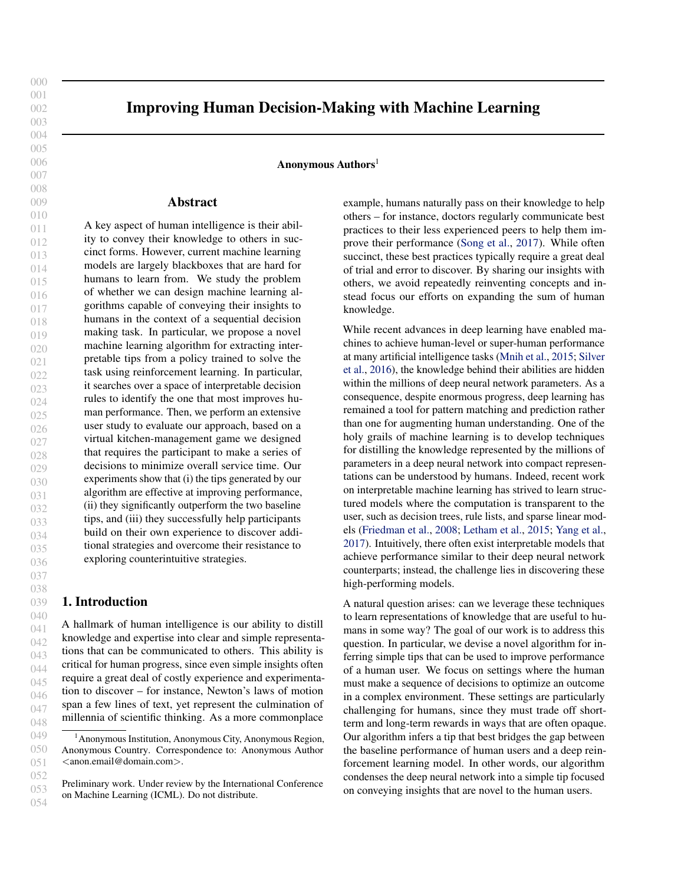# Improving Human Decision-Making with Machine Learning

**Anonymous Authors**[1]

## Abstract

A key aspect of human intelligence is their ability to convey their knowledge to others in succinct forms. However, current machine learning models are largely blackboxes that are hard for humans to learn from. We study the problem of whether we can design machine learning algorithms capable of conveying their insights to humans in the context of a sequential decision making task. In particular, we propose a novel machine learning algorithm for extracting interpretable tips from a policy trained to solve the task using reinforcement learning. In particular, it searches over a space of interpretable decision rules to identify the one that most improves human performance. Then, we perform an extensive user study to evaluate our approach, based on a virtual kitchen-management game we designed that requires the participant to make a series of decisions to minimize overall service time. Our experiments show that (i) the tips generated by our algorithm are effective at improving performance, (ii) they significantly outperform the two baseline tips, and (iii) they successfully help participants build on their own experience to discover additional strategies and overcome their resistance to exploring counterintuitive strategies.

## 1. Introduction

A hallmark of human intelligence is our ability to distill knowledge and expertise into clear and simple representations that can be communicated to others. This ability is critical for human progress, since even simple insights often require a great deal of costly experience and experimentation to discover – for instance, Newton's laws of motion span a few lines of text, yet represent the culmination of millennia of scientific thinking. As a more commonplace example, humans naturally pass on their knowledge to help others – for instance, doctors regularly communicate best practices to their less experienced peers to help them improve their performance (Song et al., 2017). While often succinct, these best practices typically require a great deal of trial and error to discover. By sharing our insights with others, we avoid repeatedly reinventing concepts and instead focus our efforts on expanding the sum of human knowledge.

While recent advances in deep learning have enabled machines to achieve human-level or super-human performance at many artificial intelligence tasks (Mnih et al., 2015; Silver et al., 2016), the knowledge behind their abilities are hidden within the millions of deep neural network parameters. As a consequence, despite enormous progress, deep learning has remained a tool for pattern matching and prediction rather than one for augmenting human understanding. One of the holy grails of machine learning is to develop techniques for distilling the knowledge represented by the millions of parameters in a deep neural network into compact representations can be understood by humans. Indeed, recent work on interpretable machine learning has strived to learn structured models where the computation is transparent to the user, such as decision trees, rule lists, and sparse linear models (Friedman et al., 2008; Letham et al., 2015; Yang et al., 2017). Intuitively, there often exist interpretable models that achieve performance similar to their deep neural network counterparts; instead, the challenge lies in discovering these high-performing models.

A natural question arises: can we leverage these techniques to learn representations of knowledge that are useful to humans in some way? The goal of our work is to address this question. In particular, we devise a novel algorithm for inferring simple tips that can be used to improve performance of a human user. We focus on settings where the human must make a sequence of decisions to optimize an outcome in a complex environment. These settings are particularly challenging for humans, since they must trade off short-term and long-term rewards in ways that are often opaque. Our algorithm infers a tip that best bridges the gap between the baseline performance of human users and a deep reinforcement learning model. In other words, our algorithm condenses the deep neural network into a simple tip focused on conveying insights that are novel to the human users.

[1]Anonymous Institution, Anonymous City, Anonymous Region, Anonymous Country. Correspondence to: Anonymous Author <anon.email@domain.com>.

Preliminary work. Under review by the International Conference on Machine Learning (ICML). Do not distribute.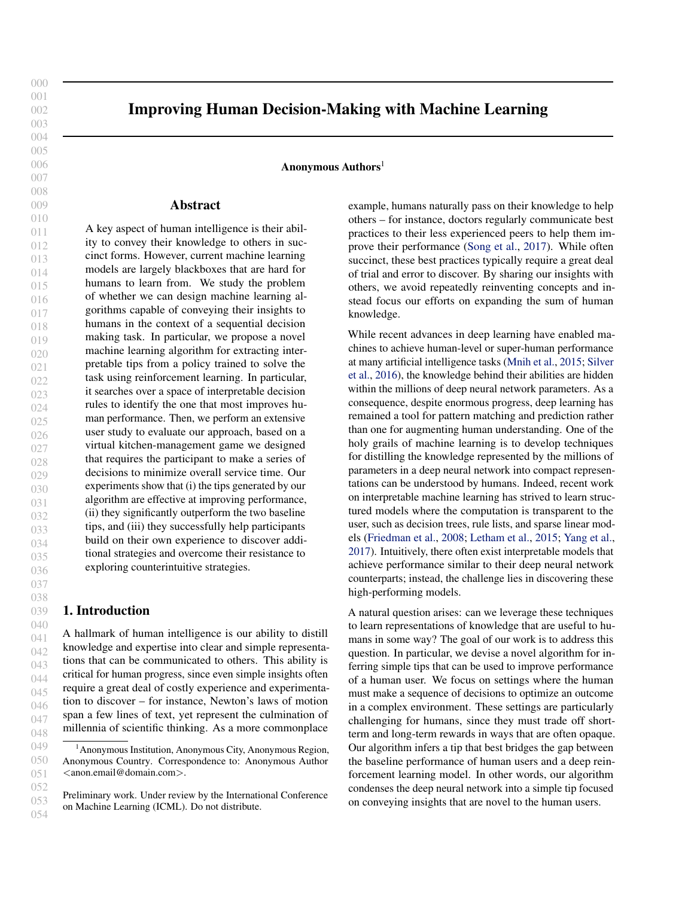# Improving Human Decision-Making with Machine Learning

**Anonymous Authors**[1]

## Abstract

A key aspect of human intelligence is their ability to convey their knowledge to others in succinct forms. However, current machine learning models are largely blackboxes that are hard for humans to learn from. We study the problem of whether we can design machine learning algorithms capable of conveying their insights to humans in the context of a sequential decision making task. In particular, we propose a novel machine learning algorithm for extracting interpretable tips from a policy trained to solve the task using reinforcement learning. In particular, it searches over a space of interpretable decision rules to identify the one that most improves human performance. Then, we perform an extensive user study to evaluate our approach, based on a virtual kitchen-management game we designed that requires the participant to make a series of decisions to minimize overall service time. Our experiments show that (i) the tips generated by our algorithm are effective at improving performance, (ii) they significantly outperform the two baseline tips, and (iii) they successfully help participants build on their own experience to discover additional strategies and overcome their resistance to exploring counterintuitive strategies.

## 1. Introduction

A hallmark of human intelligence is our ability to distill knowledge and expertise into clear and simple representations that can be communicated to others. This ability is critical for human progress, since even simple insights often require a great deal of costly experience and experimentation to discover – for instance, Newton's laws of motion span a few lines of text, yet represent the culmination of millennia of scientific thinking. As a more commonplace example, humans naturally pass on their knowledge to help others – for instance, doctors regularly communicate best practices to their less experienced peers to help them improve their performance (Song et al., 2017). While often succinct, these best practices typically require a great deal of trial and error to discover. By sharing our insights with others, we avoid repeatedly reinventing concepts and instead focus our efforts on expanding the sum of human knowledge.

While recent advances in deep learning have enabled machines to achieve human-level or super-human performance at many artificial intelligence tasks (Mnih et al., 2015; Silver et al., 2016), the knowledge behind their abilities are hidden within the millions of deep neural network parameters. As a consequence, despite enormous progress, deep learning has remained a tool for pattern matching and prediction rather than one for augmenting human understanding. One of the holy grails of machine learning is to develop techniques for distilling the knowledge represented by the millions of parameters in a deep neural network into compact representations can be understood by humans. Indeed, recent work on interpretable machine learning has strived to learn structured models where the computation is transparent to the user, such as decision trees, rule lists, and sparse linear models (Friedman et al., 2008; Letham et al., 2015; Yang et al., 2017). Intuitively, there often exist interpretable models that achieve performance similar to their deep neural network counterparts; instead, the challenge lies in discovering these high-performing models.

A natural question arises: can we leverage these techniques to learn representations of knowledge that are useful to humans in some way? The goal of our work is to address this question. In particular, we devise a novel algorithm for inferring simple tips that can be used to improve performance of a human user. We focus on settings where the human must make a sequence of decisions to optimize an outcome in a complex environment. These settings are particularly challenging for humans, since they must trade off short-term and long-term rewards in ways that are often opaque. Our algorithm infers a tip that best bridges the gap between the baseline performance of human users and a deep reinforcement learning model. In other words, our algorithm condenses the deep neural network into a simple tip focused on conveying insights that are novel to the human users.

[1] Anonymous Institution, Anonymous City, Anonymous Region, Anonymous Country. Correspondence to: Anonymous Author <anon.email@domain.com>.

Preliminary work. Under review by the International Conference on Machine Learning (ICML). Do not distribute.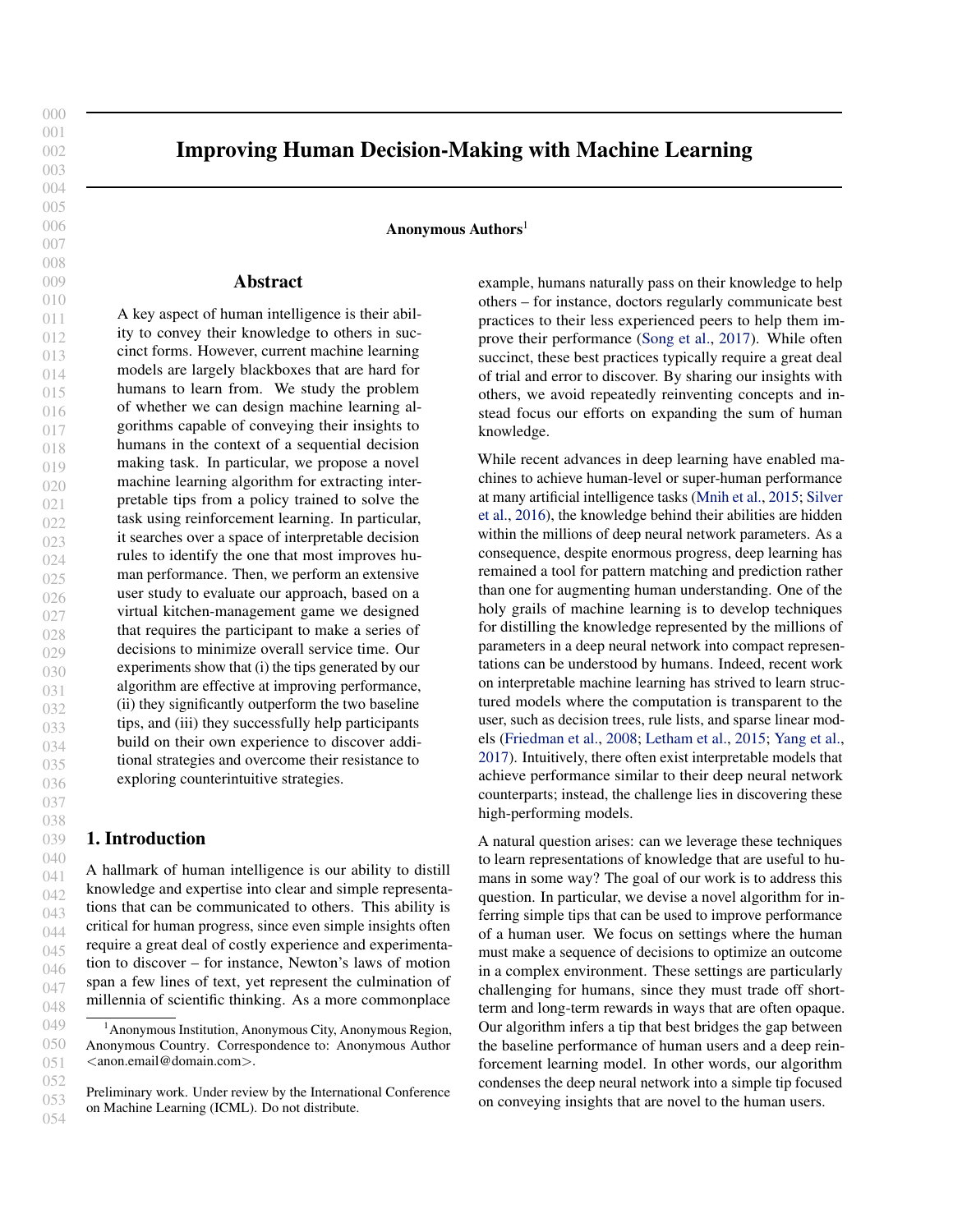# Improving Human Decision-Making with Machine Learning

**Anonymous Authors**[1]

## Abstract

A key aspect of human intelligence is their ability to convey their knowledge to others in succinct forms. However, current machine learning models are largely blackboxes that are hard for humans to learn from. We study the problem of whether we can design machine learning algorithms capable of conveying their insights to humans in the context of a sequential decision making task. In particular, we propose a novel machine learning algorithm for extracting interpretable tips from a policy trained to solve the task using reinforcement learning. In particular, it searches over a space of interpretable decision rules to identify the one that most improves human performance. Then, we perform an extensive user study to evaluate our approach, based on a virtual kitchen-management game we designed that requires the participant to make a series of decisions to minimize overall service time. Our experiments show that (i) the tips generated by our algorithm are effective at improving performance, (ii) they significantly outperform the two baseline tips, and (iii) they successfully help participants build on their own experience to discover additional strategies and overcome their resistance to exploring counterintuitive strategies.

## 1. Introduction

A hallmark of human intelligence is our ability to distill knowledge and expertise into clear and simple representations that can be communicated to others. This ability is critical for human progress, since even simple insights often require a great deal of costly experience and experimentation to discover – for instance, Newton's laws of motion span a few lines of text, yet represent the culmination of millennia of scientific thinking. As a more commonplace example, humans naturally pass on their knowledge to help others – for instance, doctors regularly communicate best practices to their less experienced peers to help them improve their performance (Song et al., 2017). While often succinct, these best practices typically require a great deal of trial and error to discover. By sharing our insights with others, we avoid repeatedly reinventing concepts and instead focus our efforts on expanding the sum of human knowledge.

While recent advances in deep learning have enabled machines to achieve human-level or super-human performance at many artificial intelligence tasks (Mnih et al., 2015; Silver et al., 2016), the knowledge behind their abilities are hidden within the millions of deep neural network parameters. As a consequence, despite enormous progress, deep learning has remained a tool for pattern matching and prediction rather than one for augmenting human understanding. One of the holy grails of machine learning is to develop techniques for distilling the knowledge represented by the millions of parameters in a deep neural network into compact representations can be understood by humans. Indeed, recent work on interpretable machine learning has strived to learn structured models where the computation is transparent to the user, such as decision trees, rule lists, and sparse linear models (Friedman et al., 2008; Letham et al., 2015; Yang et al., 2017). Intuitively, there often exist interpretable models that achieve performance similar to their deep neural network counterparts; instead, the challenge lies in discovering these high-performing models.

A natural question arises: can we leverage these techniques to learn representations of knowledge that are useful to humans in some way? The goal of our work is to address this question. In particular, we devise a novel algorithm for inferring simple tips that can be used to improve performance of a human user. We focus on settings where the human must make a sequence of decisions to optimize an outcome in a complex environment. These settings are particularly challenging for humans, since they must trade off short-term and long-term rewards in ways that are often opaque. Our algorithm infers a tip that best bridges the gap between the baseline performance of human users and a deep reinforcement learning model. In other words, our algorithm condenses the deep neural network into a simple tip focused on conveying insights that are novel to the human users.

[1]Anonymous Institution, Anonymous City, Anonymous Region, Anonymous Country. Correspondence to: Anonymous Author <anon.email@domain.com>.

Preliminary work. Under review by the International Conference on Machine Learning (ICML). Do not distribute.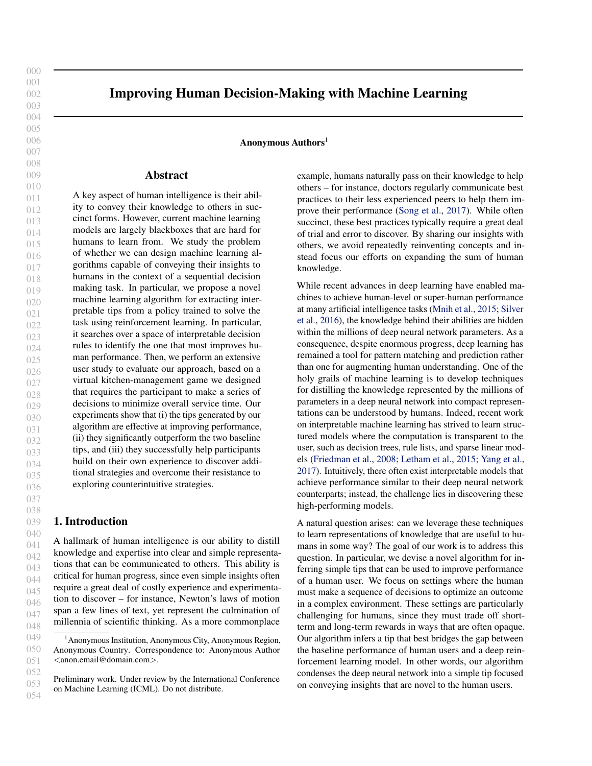# Improving Human Decision-Making with Machine Learning

**Anonymous Authors**[1]

## Abstract

A key aspect of human intelligence is their ability to convey their knowledge to others in succinct forms. However, current machine learning models are largely blackboxes that are hard for humans to learn from. We study the problem of whether we can design machine learning algorithms capable of conveying their insights to humans in the context of a sequential decision making task. In particular, we propose a novel machine learning algorithm for extracting interpretable tips from a policy trained to solve the task using reinforcement learning. In particular, it searches over a space of interpretable decision rules to identify the one that most improves human performance. Then, we perform an extensive user study to evaluate our approach, based on a virtual kitchen-management game we designed that requires the participant to make a series of decisions to minimize overall service time. Our experiments show that (i) the tips generated by our algorithm are effective at improving performance, (ii) they significantly outperform the two baseline tips, and (iii) they successfully help participants build on their own experience to discover additional strategies and overcome their resistance to exploring counterintuitive strategies.

## 1. Introduction

A hallmark of human intelligence is our ability to distill knowledge and expertise into clear and simple representations that can be communicated to others. This ability is critical for human progress, since even simple insights often require a great deal of costly experience and experimentation to discover – for instance, Newton's laws of motion span a few lines of text, yet represent the culmination of millennia of scientific thinking. As a more commonplace example, humans naturally pass on their knowledge to help others – for instance, doctors regularly communicate best practices to their less experienced peers to help them improve their performance (Song et al., 2017). While often succinct, these best practices typically require a great deal of trial and error to discover. By sharing our insights with others, we avoid repeatedly reinventing concepts and instead focus our efforts on expanding the sum of human knowledge.

While recent advances in deep learning have enabled machines to achieve human-level or super-human performance at many artificial intelligence tasks (Mnih et al., 2015; Silver et al., 2016), the knowledge behind their abilities are hidden within the millions of deep neural network parameters. As a consequence, despite enormous progress, deep learning has remained a tool for pattern matching and prediction rather than one for augmenting human understanding. One of the holy grails of machine learning is to develop techniques for distilling the knowledge represented by the millions of parameters in a deep neural network into compact representations can be understood by humans. Indeed, recent work on interpretable machine learning has strived to learn structured models where the computation is transparent to the user, such as decision trees, rule lists, and sparse linear models (Friedman et al., 2008; Letham et al., 2015; Yang et al., 2017). Intuitively, there often exist interpretable models that achieve performance similar to their deep neural network counterparts; instead, the challenge lies in discovering these high-performing models.

A natural question arises: can we leverage these techniques to learn representations of knowledge that are useful to humans in some way? The goal of our work is to address this question. In particular, we devise a novel algorithm for inferring simple tips that can be used to improve performance of a human user. We focus on settings where the human must make a sequence of decisions to optimize an outcome in a complex environment. These settings are particularly challenging for humans, since they must trade off short-term and long-term rewards in ways that are often opaque. Our algorithm infers a tip that best bridges the gap between the baseline performance of human users and a deep reinforcement learning model. In other words, our algorithm condenses the deep neural network into a simple tip focused on conveying insights that are novel to the human users.

[1]Anonymous Institution, Anonymous City, Anonymous Region, Anonymous Country. Correspondence to: Anonymous Author <anon.email@domain.com>.

Preliminary work. Under review by the International Conference on Machine Learning (ICML). Do not distribute.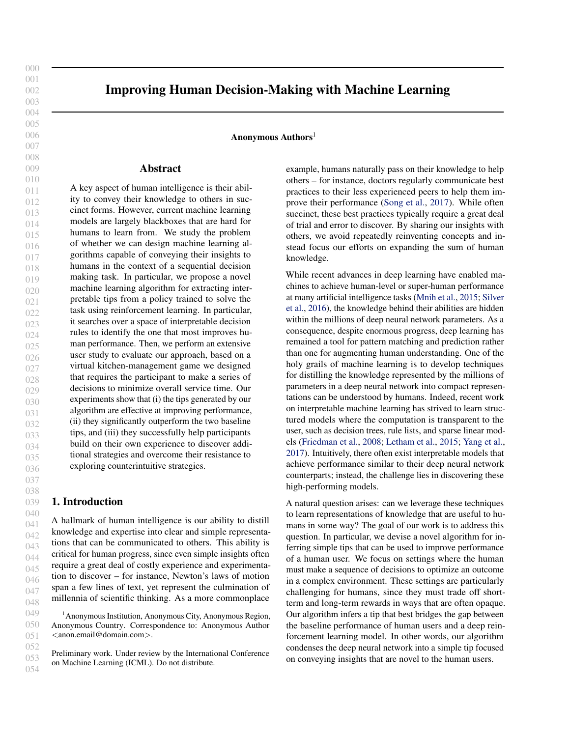# Improving Human Decision-Making with Machine Learning

**Anonymous Authors**[1]

## Abstract

A key aspect of human intelligence is their ability to convey their knowledge to others in succinct forms. However, current machine learning models are largely blackboxes that are hard for humans to learn from. We study the problem of whether we can design machine learning algorithms capable of conveying their insights to humans in the context of a sequential decision making task. In particular, we propose a novel machine learning algorithm for extracting interpretable tips from a policy trained to solve the task using reinforcement learning. In particular, it searches over a space of interpretable decision rules to identify the one that most improves human performance. Then, we perform an extensive user study to evaluate our approach, based on a virtual kitchen-management game we designed that requires the participant to make a series of decisions to minimize overall service time. Our experiments show that (i) the tips generated by our algorithm are effective at improving performance, (ii) they significantly outperform the two baseline tips, and (iii) they successfully help participants build on their own experience to discover additional strategies and overcome their resistance to exploring counterintuitive strategies.

## 1. Introduction

A hallmark of human intelligence is our ability to distill knowledge and expertise into clear and simple representations that can be communicated to others. This ability is critical for human progress, since even simple insights often require a great deal of costly experience and experimentation to discover – for instance, Newton's laws of motion span a few lines of text, yet represent the culmination of millennia of scientific thinking. As a more commonplace example, humans naturally pass on their knowledge to help others – for instance, doctors regularly communicate best practices to their less experienced peers to help them improve their performance (Song et al., 2017). While often succinct, these best practices typically require a great deal of trial and error to discover. By sharing our insights with others, we avoid repeatedly reinventing concepts and instead focus our efforts on expanding the sum of human knowledge.

While recent advances in deep learning have enabled machines to achieve human-level or super-human performance at many artificial intelligence tasks (Mnih et al., 2015; Silver et al., 2016), the knowledge behind their abilities are hidden within the millions of deep neural network parameters. As a consequence, despite enormous progress, deep learning has remained a tool for pattern matching and prediction rather than one for augmenting human understanding. One of the holy grails of machine learning is to develop techniques for distilling the knowledge represented by the millions of parameters in a deep neural network into compact representations can be understood by humans. Indeed, recent work on interpretable machine learning has strived to learn structured models where the computation is transparent to the user, such as decision trees, rule lists, and sparse linear models (Friedman et al., 2008; Letham et al., 2015; Yang et al., 2017). Intuitively, there often exist interpretable models that achieve performance similar to their deep neural network counterparts; instead, the challenge lies in discovering these high-performing models.

A natural question arises: can we leverage these techniques to learn representations of knowledge that are useful to humans in some way? The goal of our work is to address this question. In particular, we devise a novel algorithm for inferring simple tips that can be used to improve performance of a human user. We focus on settings where the human must make a sequence of decisions to optimize an outcome in a complex environment. These settings are particularly challenging for humans, since they must trade off short-term and long-term rewards in ways that are often opaque. Our algorithm infers a tip that best bridges the gap between the baseline performance of human users and a deep reinforcement learning model. In other words, our algorithm condenses the deep neural network into a simple tip focused on conveying insights that are novel to the human users.

[1]Anonymous Institution, Anonymous City, Anonymous Region, Anonymous Country. Correspondence to: Anonymous Author <anon.email@domain.com>.

Preliminary work. Under review by the International Conference on Machine Learning (ICML). Do not distribute.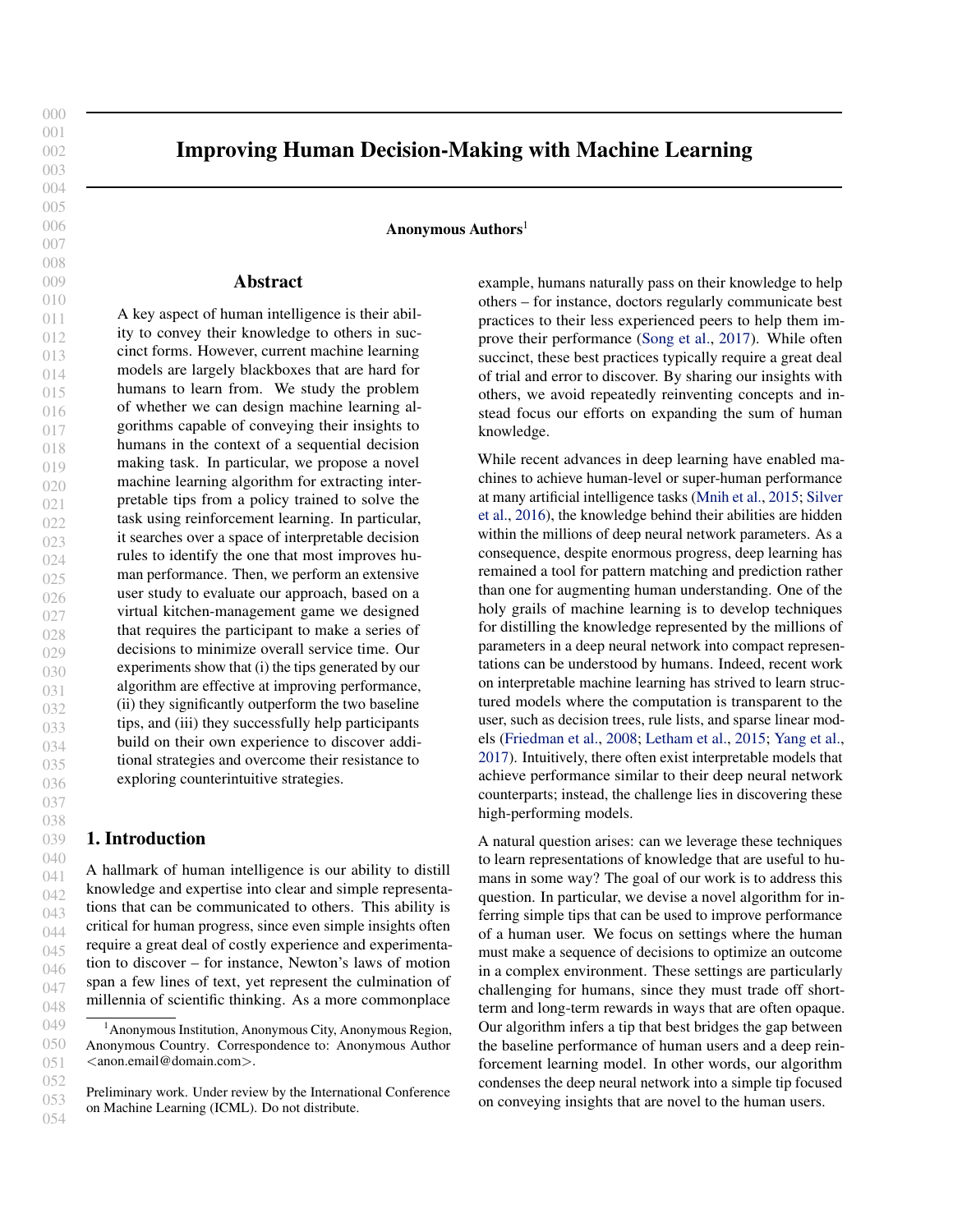# Improving Human Decision-Making with Machine Learning

**Anonymous Authors**[1]

## Abstract

A key aspect of human intelligence is their ability to convey their knowledge to others in succinct forms. However, current machine learning models are largely blackboxes that are hard for humans to learn from. We study the problem of whether we can design machine learning algorithms capable of conveying their insights to humans in the context of a sequential decision making task. In particular, we propose a novel machine learning algorithm for extracting interpretable tips from a policy trained to solve the task using reinforcement learning. In particular, it searches over a space of interpretable decision rules to identify the one that most improves human performance. Then, we perform an extensive user study to evaluate our approach, based on a virtual kitchen-management game we designed that requires the participant to make a series of decisions to minimize overall service time. Our experiments show that (i) the tips generated by our algorithm are effective at improving performance, (ii) they significantly outperform the two baseline tips, and (iii) they successfully help participants build on their own experience to discover additional strategies and overcome their resistance to exploring counterintuitive strategies.

## 1. Introduction

A hallmark of human intelligence is our ability to distill knowledge and expertise into clear and simple representations that can be communicated to others. This ability is critical for human progress, since even simple insights often require a great deal of costly experience and experimentation to discover – for instance, Newton's laws of motion span a few lines of text, yet represent the culmination of millennia of scientific thinking. As a more commonplace example, humans naturally pass on their knowledge to help others – for instance, doctors regularly communicate best practices to their less experienced peers to help them improve their performance (Song et al., 2017). While often succinct, these best practices typically require a great deal of trial and error to discover. By sharing our insights with others, we avoid repeatedly reinventing concepts and instead focus our efforts on expanding the sum of human knowledge.

While recent advances in deep learning have enabled machines to achieve human-level or super-human performance at many artificial intelligence tasks (Mnih et al., 2015; Silver et al., 2016), the knowledge behind their abilities are hidden within the millions of deep neural network parameters. As a consequence, despite enormous progress, deep learning has remained a tool for pattern matching and prediction rather than one for augmenting human understanding. One of the holy grails of machine learning is to develop techniques for distilling the knowledge represented by the millions of parameters in a deep neural network into compact representations can be understood by humans. Indeed, recent work on interpretable machine learning has strived to learn structured models where the computation is transparent to the user, such as decision trees, rule lists, and sparse linear models (Friedman et al., 2008; Letham et al., 2015; Yang et al., 2017). Intuitively, there often exist interpretable models that achieve performance similar to their deep neural network counterparts; instead, the challenge lies in discovering these high-performing models.

A natural question arises: can we leverage these techniques to learn representations of knowledge that are useful to humans in some way? The goal of our work is to address this question. In particular, we devise a novel algorithm for inferring simple tips that can be used to improve performance of a human user. We focus on settings where the human must make a sequence of decisions to optimize an outcome in a complex environment. These settings are particularly challenging for humans, since they must trade off short-term and long-term rewards in ways that are often opaque. Our algorithm infers a tip that best bridges the gap between the baseline performance of human users and a deep reinforcement learning model. In other words, our algorithm condenses the deep neural network into a simple tip focused on conveying insights that are novel to the human users.

[1]Anonymous Institution, Anonymous City, Anonymous Region, Anonymous Country. Correspondence to: Anonymous Author <anon.email@domain.com>.

Preliminary work. Under review by the International Conference on Machine Learning (ICML). Do not distribute.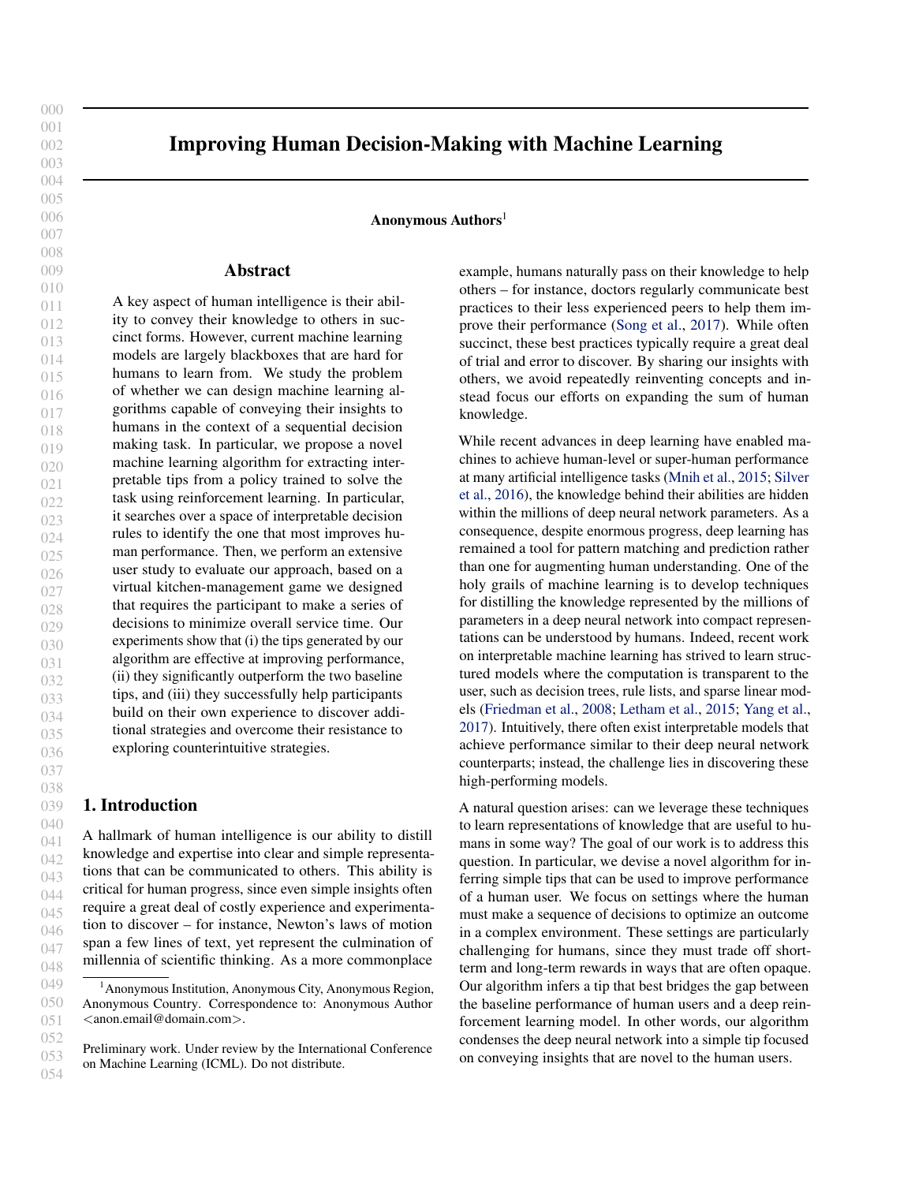# Improving Human Decision-Making with Machine Learning

**Anonymous Authors**[1]

## Abstract

A key aspect of human intelligence is their ability to convey their knowledge to others in succinct forms. However, current machine learning models are largely blackboxes that are hard for humans to learn from. We study the problem of whether we can design machine learning algorithms capable of conveying their insights to humans in the context of a sequential decision making task. In particular, we propose a novel machine learning algorithm for extracting interpretable tips from a policy trained to solve the task using reinforcement learning. In particular, it searches over a space of interpretable decision rules to identify the one that most improves human performance. Then, we perform an extensive user study to evaluate our approach, based on a virtual kitchen-management game we designed that requires the participant to make a series of decisions to minimize overall service time. Our experiments show that (i) the tips generated by our algorithm are effective at improving performance, (ii) they significantly outperform the two baseline tips, and (iii) they successfully help participants build on their own experience to discover additional strategies and overcome their resistance to exploring counterintuitive strategies.

## 1. Introduction

A hallmark of human intelligence is our ability to distill knowledge and expertise into clear and simple representations that can be communicated to others. This ability is critical for human progress, since even simple insights often require a great deal of costly experience and experimentation to discover – for instance, Newton's laws of motion span a few lines of text, yet represent the culmination of millennia of scientific thinking. As a more commonplace example, humans naturally pass on their knowledge to help others – for instance, doctors regularly communicate best practices to their less experienced peers to help them improve their performance (Song et al., 2017). While often succinct, these best practices typically require a great deal of trial and error to discover. By sharing our insights with others, we avoid repeatedly reinventing concepts and instead focus our efforts on expanding the sum of human knowledge.

While recent advances in deep learning have enabled machines to achieve human-level or super-human performance at many artificial intelligence tasks (Mnih et al., 2015; Silver et al., 2016), the knowledge behind their abilities are hidden within the millions of deep neural network parameters. As a consequence, despite enormous progress, deep learning has remained a tool for pattern matching and prediction rather than one for augmenting human understanding. One of the holy grails of machine learning is to develop techniques for distilling the knowledge represented by the millions of parameters in a deep neural network into compact representations can be understood by humans. Indeed, recent work on interpretable machine learning has strived to learn structured models where the computation is transparent to the user, such as decision trees, rule lists, and sparse linear models (Friedman et al., 2008; Letham et al., 2015; Yang et al., 2017). Intuitively, there often exist interpretable models that achieve performance similar to their deep neural network counterparts; instead, the challenge lies in discovering these high-performing models.

A natural question arises: can we leverage these techniques to learn representations of knowledge that are useful to humans in some way? The goal of our work is to address this question. In particular, we devise a novel algorithm for inferring simple tips that can be used to improve performance of a human user. We focus on settings where the human must make a sequence of decisions to optimize an outcome in a complex environment. These settings are particularly challenging for humans, since they must trade off short-term and long-term rewards in ways that are often opaque. Our algorithm infers a tip that best bridges the gap between the baseline performance of human users and a deep reinforcement learning model. In other words, our algorithm condenses the deep neural network into a simple tip focused on conveying insights that are novel to the human users.

[1]Anonymous Institution, Anonymous City, Anonymous Region, Anonymous Country. Correspondence to: Anonymous Author <anon.email@domain.com>.

Preliminary work. Under review by the International Conference on Machine Learning (ICML). Do not distribute.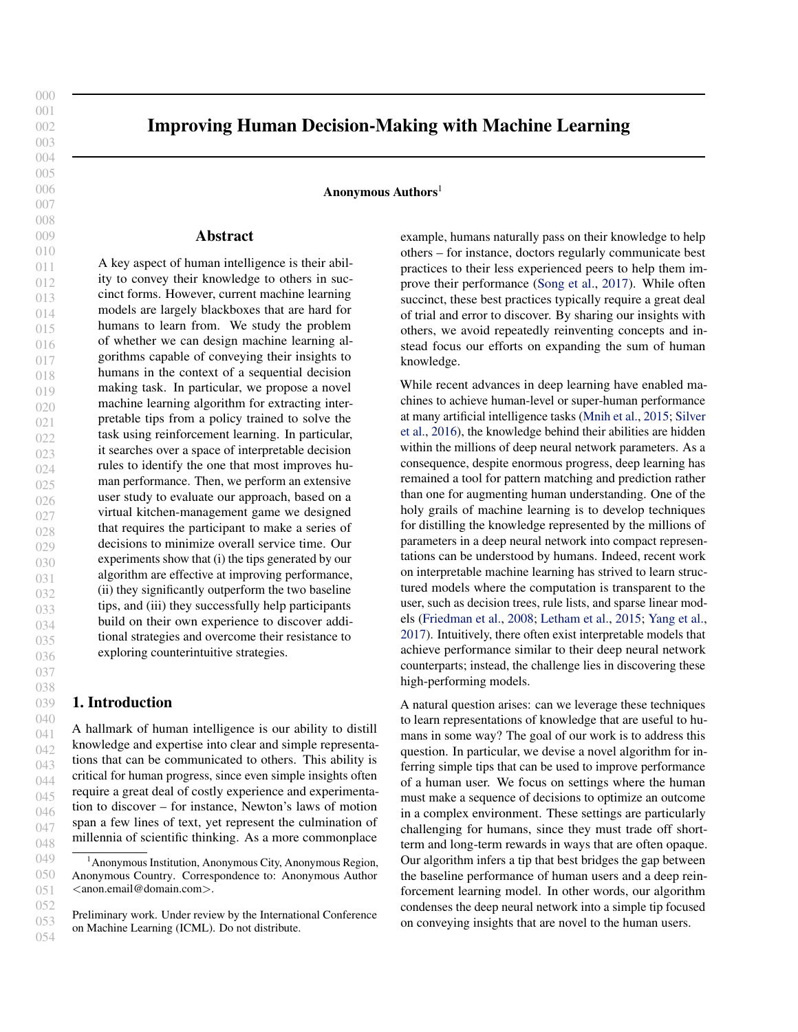# Improving Human Decision-Making with Machine Learning

**Anonymous Authors**[1]

## Abstract

A key aspect of human intelligence is their ability to convey their knowledge to others in succinct forms. However, current machine learning models are largely blackboxes that are hard for humans to learn from. We study the problem of whether we can design machine learning algorithms capable of conveying their insights to humans in the context of a sequential decision making task. In particular, we propose a novel machine learning algorithm for extracting interpretable tips from a policy trained to solve the task using reinforcement learning. In particular, it searches over a space of interpretable decision rules to identify the one that most improves human performance. Then, we perform an extensive user study to evaluate our approach, based on a virtual kitchen-management game we designed that requires the participant to make a series of decisions to minimize overall service time. Our experiments show that (i) the tips generated by our algorithm are effective at improving performance, (ii) they significantly outperform the two baseline tips, and (iii) they successfully help participants build on their own experience to discover additional strategies and overcome their resistance to exploring counterintuitive strategies.

## 1. Introduction

A hallmark of human intelligence is our ability to distill knowledge and expertise into clear and simple representations that can be communicated to others. This ability is critical for human progress, since even simple insights often require a great deal of costly experience and experimentation to discover – for instance, Newton's laws of motion span a few lines of text, yet represent the culmination of millennia of scientific thinking. As a more commonplace example, humans naturally pass on their knowledge to help others – for instance, doctors regularly communicate best practices to their less experienced peers to help them improve their performance (Song et al., 2017). While often succinct, these best practices typically require a great deal of trial and error to discover. By sharing our insights with others, we avoid repeatedly reinventing concepts and instead focus our efforts on expanding the sum of human knowledge.

While recent advances in deep learning have enabled machines to achieve human-level or super-human performance at many artificial intelligence tasks (Mnih et al., 2015; Silver et al., 2016), the knowledge behind their abilities are hidden within the millions of deep neural network parameters. As a consequence, despite enormous progress, deep learning has remained a tool for pattern matching and prediction rather than one for augmenting human understanding. One of the holy grails of machine learning is to develop techniques for distilling the knowledge represented by the millions of parameters in a deep neural network into compact representations can be understood by humans. Indeed, recent work on interpretable machine learning has strived to learn structured models where the computation is transparent to the user, such as decision trees, rule lists, and sparse linear models (Friedman et al., 2008; Letham et al., 2015; Yang et al., 2017). Intuitively, there often exist interpretable models that achieve performance similar to their deep neural network counterparts; instead, the challenge lies in discovering these high-performing models.

A natural question arises: can we leverage these techniques to learn representations of knowledge that are useful to humans in some way? The goal of our work is to address this question. In particular, we devise a novel algorithm for inferring simple tips that can be used to improve performance of a human user. We focus on settings where the human must make a sequence of decisions to optimize an outcome in a complex environment. These settings are particularly challenging for humans, since they must trade off short-term and long-term rewards in ways that are often opaque. Our algorithm infers a tip that best bridges the gap between the baseline performance of human users and a deep reinforcement learning model. In other words, our algorithm condenses the deep neural network into a simple tip focused on conveying insights that are novel to the human users.

[1]Anonymous Institution, Anonymous City, Anonymous Region, Anonymous Country. Correspondence to: Anonymous Author <anon.email@domain.com>.

Preliminary work. Under review by the International Conference on Machine Learning (ICML). Do not distribute.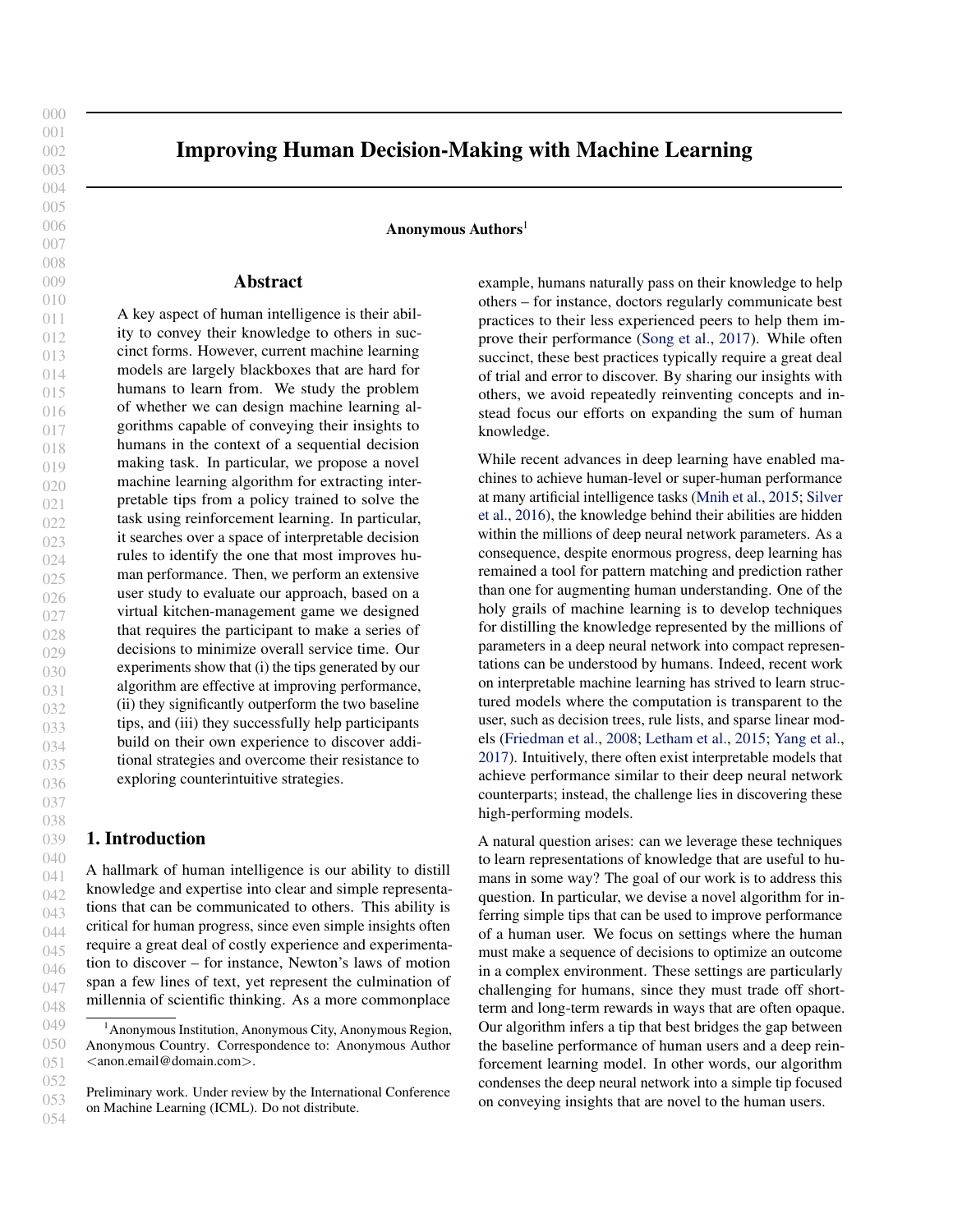# Improving Human Decision-Making with Machine Learning

**Anonymous Authors**[1]

## Abstract

A key aspect of human intelligence is their ability to convey their knowledge to others in succinct forms. However, current machine learning models are largely blackboxes that are hard for humans to learn from. We study the problem of whether we can design machine learning algorithms capable of conveying their insights to humans in the context of a sequential decision making task. In particular, we propose a novel machine learning algorithm for extracting interpretable tips from a policy trained to solve the task using reinforcement learning. In particular, it searches over a space of interpretable decision rules to identify the one that most improves human performance. Then, we perform an extensive user study to evaluate our approach, based on a virtual kitchen-management game we designed that requires the participant to make a series of decisions to minimize overall service time. Our experiments show that (i) the tips generated by our algorithm are effective at improving performance, (ii) they significantly outperform the two baseline tips, and (iii) they successfully help participants build on their own experience to discover additional strategies and overcome their resistance to exploring counterintuitive strategies.

## 1. Introduction

A hallmark of human intelligence is our ability to distill knowledge and expertise into clear and simple representations that can be communicated to others. This ability is critical for human progress, since even simple insights often require a great deal of costly experience and experimentation to discover – for instance, Newton's laws of motion span a few lines of text, yet represent the culmination of millennia of scientific thinking. As a more commonplace example, humans naturally pass on their knowledge to help others – for instance, doctors regularly communicate best practices to their less experienced peers to help them improve their performance (Song et al., 2017). While often succinct, these best practices typically require a great deal of trial and error to discover. By sharing our insights with others, we avoid repeatedly reinventing concepts and instead focus our efforts on expanding the sum of human knowledge.

While recent advances in deep learning have enabled machines to achieve human-level or super-human performance at many artificial intelligence tasks (Mnih et al., 2015; Silver et al., 2016), the knowledge behind their abilities are hidden within the millions of deep neural network parameters. As a consequence, despite enormous progress, deep learning has remained a tool for pattern matching and prediction rather than one for augmenting human understanding. One of the holy grails of machine learning is to develop techniques for distilling the knowledge represented by the millions of parameters in a deep neural network into compact representations can be understood by humans. Indeed, recent work on interpretable machine learning has strived to learn structured models where the computation is transparent to the user, such as decision trees, rule lists, and sparse linear models (Friedman et al., 2008; Letham et al., 2015; Yang et al., 2017). Intuitively, there often exist interpretable models that achieve performance similar to their deep neural network counterparts; instead, the challenge lies in discovering these high-performing models.

A natural question arises: can we leverage these techniques to learn representations of knowledge that are useful to humans in some way? The goal of our work is to address this question. In particular, we devise a novel algorithm for inferring simple tips that can be used to improve performance of a human user. We focus on settings where the human must make a sequence of decisions to optimize an outcome in a complex environment. These settings are particularly challenging for humans, since they must trade off short-term and long-term rewards in ways that are often opaque. Our algorithm infers a tip that best bridges the gap between the baseline performance of human users and a deep reinforcement learning model. In other words, our algorithm condenses the deep neural network into a simple tip focused on conveying insights that are novel to the human users.

---

[1]Anonymous Institution, Anonymous City, Anonymous Region, Anonymous Country. Correspondence to: Anonymous Author <anon.email@domain.com>.

Preliminary work. Under review by the International Conference on Machine Learning (ICML). Do not distribute.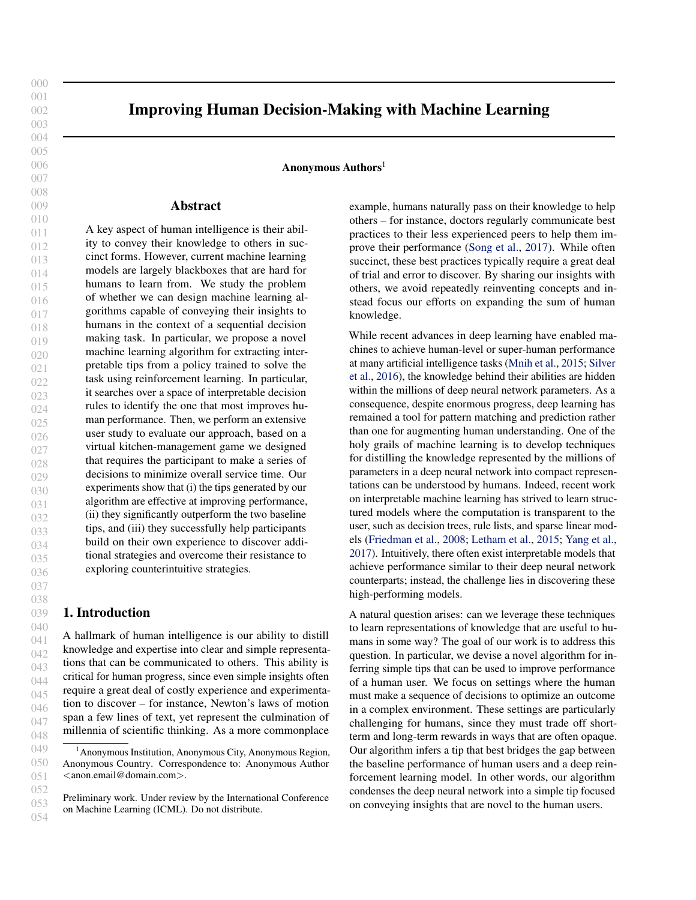# Improving Human Decision-Making with Machine Learning

**Anonymous Authors**[1]

## Abstract

A key aspect of human intelligence is their ability to convey their knowledge to others in succinct forms. However, current machine learning models are largely blackboxes that are hard for humans to learn from. We study the problem of whether we can design machine learning algorithms capable of conveying their insights to humans in the context of a sequential decision making task. In particular, we propose a novel machine learning algorithm for extracting interpretable tips from a policy trained to solve the task using reinforcement learning. In particular, it searches over a space of interpretable decision rules to identify the one that most improves human performance. Then, we perform an extensive user study to evaluate our approach, based on a virtual kitchen-management game we designed that requires the participant to make a series of decisions to minimize overall service time. Our experiments show that (i) the tips generated by our algorithm are effective at improving performance, (ii) they significantly outperform the two baseline tips, and (iii) they successfully help participants build on their own experience to discover additional strategies and overcome their resistance to exploring counterintuitive strategies.

## 1. Introduction

A hallmark of human intelligence is our ability to distill knowledge and expertise into clear and simple representations that can be communicated to others. This ability is critical for human progress, since even simple insights often require a great deal of costly experience and experimentation to discover – for instance, Newton's laws of motion span a few lines of text, yet represent the culmination of millennia of scientific thinking. As a more commonplace example, humans naturally pass on their knowledge to help others – for instance, doctors regularly communicate best practices to their less experienced peers to help them improve their performance (Song et al., 2017). While often succinct, these best practices typically require a great deal of trial and error to discover. By sharing our insights with others, we avoid repeatedly reinventing concepts and instead focus our efforts on expanding the sum of human knowledge.

While recent advances in deep learning have enabled machines to achieve human-level or super-human performance at many artificial intelligence tasks (Mnih et al., 2015; Silver et al., 2016), the knowledge behind their abilities are hidden within the millions of deep neural network parameters. As a consequence, despite enormous progress, deep learning has remained a tool for pattern matching and prediction rather than one for augmenting human understanding. One of the holy grails of machine learning is to develop techniques for distilling the knowledge represented by the millions of parameters in a deep neural network into compact representations can be understood by humans. Indeed, recent work on interpretable machine learning has strived to learn structured models where the computation is transparent to the user, such as decision trees, rule lists, and sparse linear models (Friedman et al., 2008; Letham et al., 2015; Yang et al., 2017). Intuitively, there often exist interpretable models that achieve performance similar to their deep neural network counterparts; instead, the challenge lies in discovering these high-performing models.

A natural question arises: can we leverage these techniques to learn representations of knowledge that are useful to humans in some way? The goal of our work is to address this question. In particular, we devise a novel algorithm for inferring simple tips that can be used to improve performance of a human user. We focus on settings where the human must make a sequence of decisions to optimize an outcome in a complex environment. These settings are particularly challenging for humans, since they must trade off short-term and long-term rewards in ways that are often opaque. Our algorithm infers a tip that best bridges the gap between the baseline performance of human users and a deep reinforcement learning model. In other words, our algorithm condenses the deep neural network into a simple tip focused on conveying insights that are novel to the human users.

[1]Anonymous Institution, Anonymous City, Anonymous Region, Anonymous Country. Correspondence to: Anonymous Author <anon.email@domain.com>.

Preliminary work. Under review by the International Conference on Machine Learning (ICML). Do not distribute.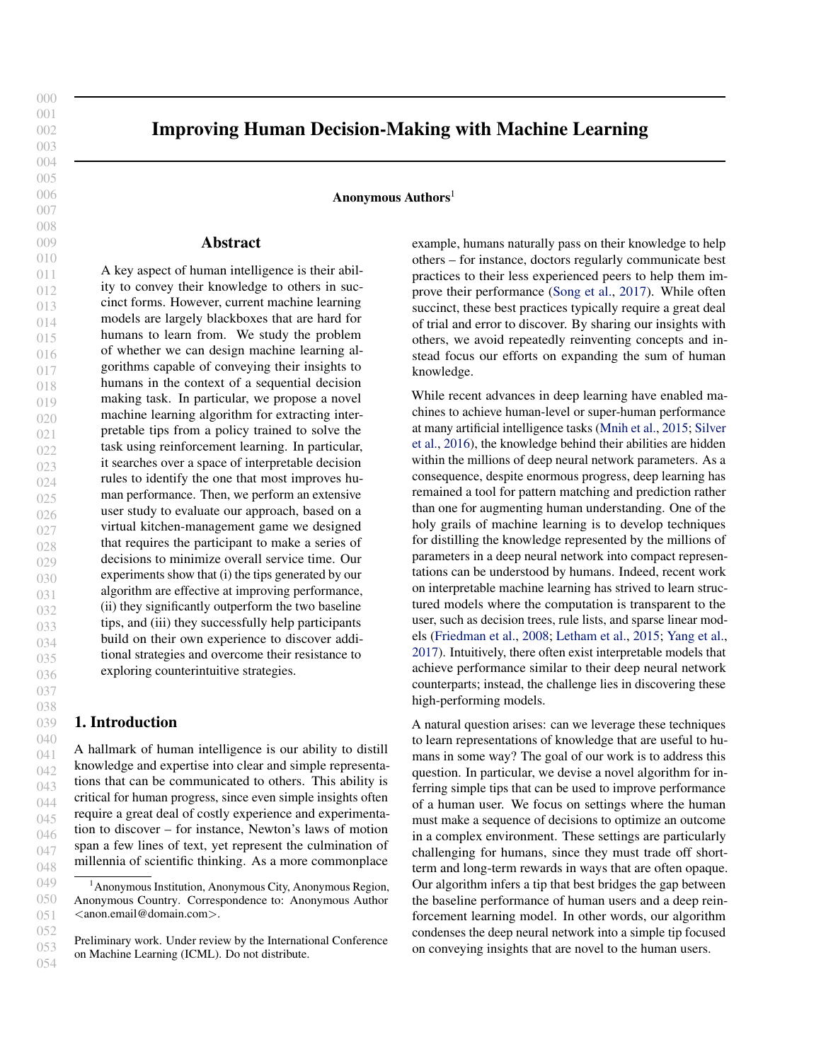# Improving Human Decision-Making with Machine Learning

**Anonymous Authors**[1]

## Abstract

A key aspect of human intelligence is their ability to convey their knowledge to others in succinct forms. However, current machine learning models are largely blackboxes that are hard for humans to learn from. We study the problem of whether we can design machine learning algorithms capable of conveying their insights to humans in the context of a sequential decision making task. In particular, we propose a novel machine learning algorithm for extracting interpretable tips from a policy trained to solve the task using reinforcement learning. In particular, it searches over a space of interpretable decision rules to identify the one that most improves human performance. Then, we perform an extensive user study to evaluate our approach, based on a virtual kitchen-management game we designed that requires the participant to make a series of decisions to minimize overall service time. Our experiments show that (i) the tips generated by our algorithm are effective at improving performance, (ii) they significantly outperform the two baseline tips, and (iii) they successfully help participants build on their own experience to discover additional strategies and overcome their resistance to exploring counterintuitive strategies.

## 1. Introduction

A hallmark of human intelligence is our ability to distill knowledge and expertise into clear and simple representations that can be communicated to others. This ability is critical for human progress, since even simple insights often require a great deal of costly experience and experimentation to discover – for instance, Newton's laws of motion span a few lines of text, yet represent the culmination of millennia of scientific thinking. As a more commonplace example, humans naturally pass on their knowledge to help others – for instance, doctors regularly communicate best practices to their less experienced peers to help them improve their performance (Song et al., 2017). While often succinct, these best practices typically require a great deal of trial and error to discover. By sharing our insights with others, we avoid repeatedly reinventing concepts and instead focus our efforts on expanding the sum of human knowledge.

While recent advances in deep learning have enabled machines to achieve human-level or super-human performance at many artificial intelligence tasks (Mnih et al., 2015; Silver et al., 2016), the knowledge behind their abilities are hidden within the millions of deep neural network parameters. As a consequence, despite enormous progress, deep learning has remained a tool for pattern matching and prediction rather than one for augmenting human understanding. One of the holy grails of machine learning is to develop techniques for distilling the knowledge represented by the millions of parameters in a deep neural network into compact representations can be understood by humans. Indeed, recent work on interpretable machine learning has strived to learn structured models where the computation is transparent to the user, such as decision trees, rule lists, and sparse linear models (Friedman et al., 2008; Letham et al., 2015; Yang et al., 2017). Intuitively, there often exist interpretable models that achieve performance similar to their deep neural network counterparts; instead, the challenge lies in discovering these high-performing models.

A natural question arises: can we leverage these techniques to learn representations of knowledge that are useful to humans in some way? The goal of our work is to address this question. In particular, we devise a novel algorithm for inferring simple tips that can be used to improve performance of a human user. We focus on settings where the human must make a sequence of decisions to optimize an outcome in a complex environment. These settings are particularly challenging for humans, since they must trade off short-term and long-term rewards in ways that are often opaque. Our algorithm infers a tip that best bridges the gap between the baseline performance of human users and a deep reinforcement learning model. In other words, our algorithm condenses the deep neural network into a simple tip focused on conveying insights that are novel to the human users.

[1]Anonymous Institution, Anonymous City, Anonymous Region, Anonymous Country. Correspondence to: Anonymous Author <anon.email@domain.com>.

Preliminary work. Under review by the International Conference on Machine Learning (ICML). Do not distribute.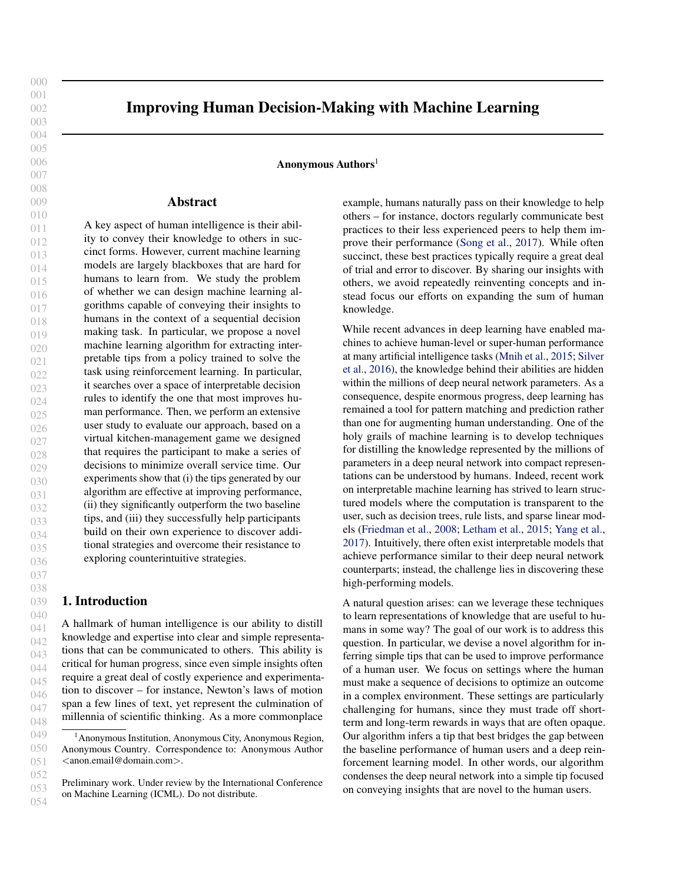# Improving Human Decision-Making with Machine Learning

**Anonymous Authors**[1]

## Abstract

A key aspect of human intelligence is their ability to convey their knowledge to others in succinct forms. However, current machine learning models are largely blackboxes that are hard for humans to learn from. We study the problem of whether we can design machine learning algorithms capable of conveying their insights to humans in the context of a sequential decision making task. In particular, we propose a novel machine learning algorithm for extracting interpretable tips from a policy trained to solve the task using reinforcement learning. In particular, it searches over a space of interpretable decision rules to identify the one that most improves human performance. Then, we perform an extensive user study to evaluate our approach, based on a virtual kitchen-management game we designed that requires the participant to make a series of decisions to minimize overall service time. Our experiments show that (i) the tips generated by our algorithm are effective at improving performance, (ii) they significantly outperform the two baseline tips, and (iii) they successfully help participants build on their own experience to discover additional strategies and overcome their resistance to exploring counterintuitive strategies.

## 1. Introduction

A hallmark of human intelligence is our ability to distill knowledge and expertise into clear and simple representations that can be communicated to others. This ability is critical for human progress, since even simple insights often require a great deal of costly experience and experimentation to discover – for instance, Newton's laws of motion span a few lines of text, yet represent the culmination of millennia of scientific thinking. As a more commonplace example, humans naturally pass on their knowledge to help others – for instance, doctors regularly communicate best practices to their less experienced peers to help them improve their performance (Song et al., 2017). While often succinct, these best practices typically require a great deal of trial and error to discover. By sharing our insights with others, we avoid repeatedly reinventing concepts and instead focus our efforts on expanding the sum of human knowledge.

While recent advances in deep learning have enabled machines to achieve human-level or super-human performance at many artificial intelligence tasks (Mnih et al., 2015; Silver et al., 2016), the knowledge behind their abilities are hidden within the millions of deep neural network parameters. As a consequence, despite enormous progress, deep learning has remained a tool for pattern matching and prediction rather than one for augmenting human understanding. One of the holy grails of machine learning is to develop techniques for distilling the knowledge represented by the millions of parameters in a deep neural network into compact representations can be understood by humans. Indeed, recent work on interpretable machine learning has strived to learn structured models where the computation is transparent to the user, such as decision trees, rule lists, and sparse linear models (Friedman et al., 2008; Letham et al., 2015; Yang et al., 2017). Intuitively, there often exist interpretable models that achieve performance similar to their deep neural network counterparts; instead, the challenge lies in discovering these high-performing models.

A natural question arises: can we leverage these techniques to learn representations of knowledge that are useful to humans in some way? The goal of our work is to address this question. In particular, we devise a novel algorithm for inferring simple tips that can be used to improve performance of a human user. We focus on settings where the human must make a sequence of decisions to optimize an outcome in a complex environment. These settings are particularly challenging for humans, since they must trade off short-term and long-term rewards in ways that are often opaque. Our algorithm infers a tip that best bridges the gap between the baseline performance of human users and a deep reinforcement learning model. In other words, our algorithm condenses the deep neural network into a simple tip focused on conveying insights that are novel to the human users.

[1]Anonymous Institution, Anonymous City, Anonymous Region, Anonymous Country. Correspondence to: Anonymous Author <anon.email@domain.com>.

Preliminary work. Under review by the International Conference on Machine Learning (ICML). Do not distribute.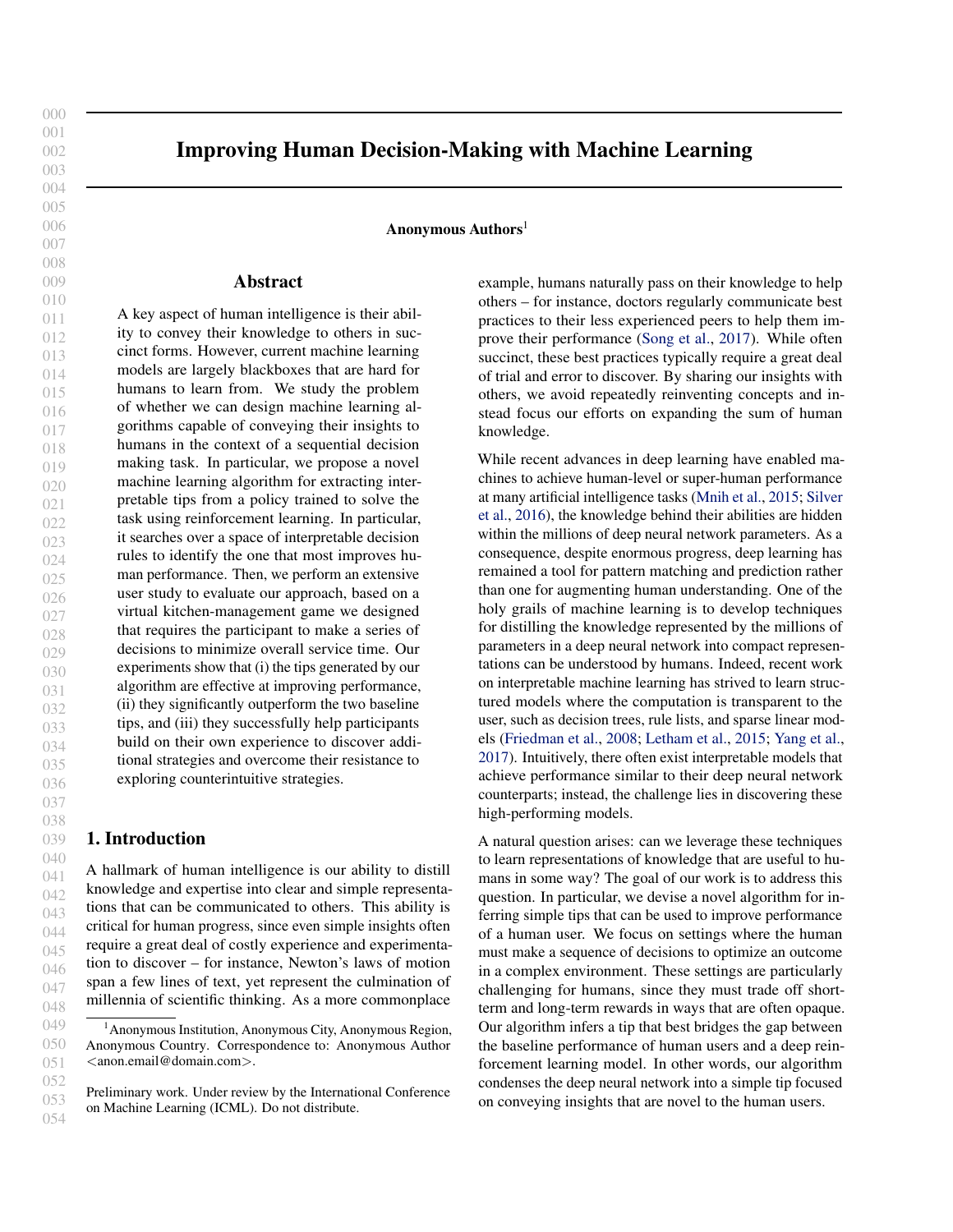# Improving Human Decision-Making with Machine Learning

**Anonymous Authors**[1]

## Abstract

A key aspect of human intelligence is their ability to convey their knowledge to others in succinct forms. However, current machine learning models are largely blackboxes that are hard for humans to learn from. We study the problem of whether we can design machine learning algorithms capable of conveying their insights to humans in the context of a sequential decision making task. In particular, we propose a novel machine learning algorithm for extracting interpretable tips from a policy trained to solve the task using reinforcement learning. In particular, it searches over a space of interpretable decision rules to identify the one that most improves human performance. Then, we perform an extensive user study to evaluate our approach, based on a virtual kitchen-management game we designed that requires the participant to make a series of decisions to minimize overall service time. Our experiments show that (i) the tips generated by our algorithm are effective at improving performance, (ii) they significantly outperform the two baseline tips, and (iii) they successfully help participants build on their own experience to discover additional strategies and overcome their resistance to exploring counterintuitive strategies.

## 1. Introduction

A hallmark of human intelligence is our ability to distill knowledge and expertise into clear and simple representations that can be communicated to others. This ability is critical for human progress, since even simple insights often require a great deal of costly experience and experimentation to discover – for instance, Newton's laws of motion span a few lines of text, yet represent the culmination of millennia of scientific thinking. As a more commonplace example, humans naturally pass on their knowledge to help others – for instance, doctors regularly communicate best practices to their less experienced peers to help them improve their performance (Song et al., 2017). While often succinct, these best practices typically require a great deal of trial and error to discover. By sharing our insights with others, we avoid repeatedly reinventing concepts and instead focus our efforts on expanding the sum of human knowledge.

While recent advances in deep learning have enabled machines to achieve human-level or super-human performance at many artificial intelligence tasks (Mnih et al., 2015; Silver et al., 2016), the knowledge behind their abilities are hidden within the millions of deep neural network parameters. As a consequence, despite enormous progress, deep learning has remained a tool for pattern matching and prediction rather than one for augmenting human understanding. One of the holy grails of machine learning is to develop techniques for distilling the knowledge represented by the millions of parameters in a deep neural network into compact representations can be understood by humans. Indeed, recent work on interpretable machine learning has strived to learn structured models where the computation is transparent to the user, such as decision trees, rule lists, and sparse linear models (Friedman et al., 2008; Letham et al., 2015; Yang et al., 2017). Intuitively, there often exist interpretable models that achieve performance similar to their deep neural network counterparts; instead, the challenge lies in discovering these high-performing models.

A natural question arises: can we leverage these techniques to learn representations of knowledge that are useful to humans in some way? The goal of our work is to address this question. In particular, we devise a novel algorithm for inferring simple tips that can be used to improve performance of a human user. We focus on settings where the human must make a sequence of decisions to optimize an outcome in a complex environment. These settings are particularly challenging for humans, since they must trade off short-term and long-term rewards in ways that are often opaque. Our algorithm infers a tip that best bridges the gap between the baseline performance of human users and a deep reinforcement learning model. In other words, our algorithm condenses the deep neural network into a simple tip focused on conveying insights that are novel to the human users.

[1]Anonymous Institution, Anonymous City, Anonymous Region, Anonymous Country. Correspondence to: Anonymous Author <anon.email@domain.com>.

Preliminary work. Under review by the International Conference on Machine Learning (ICML). Do not distribute.